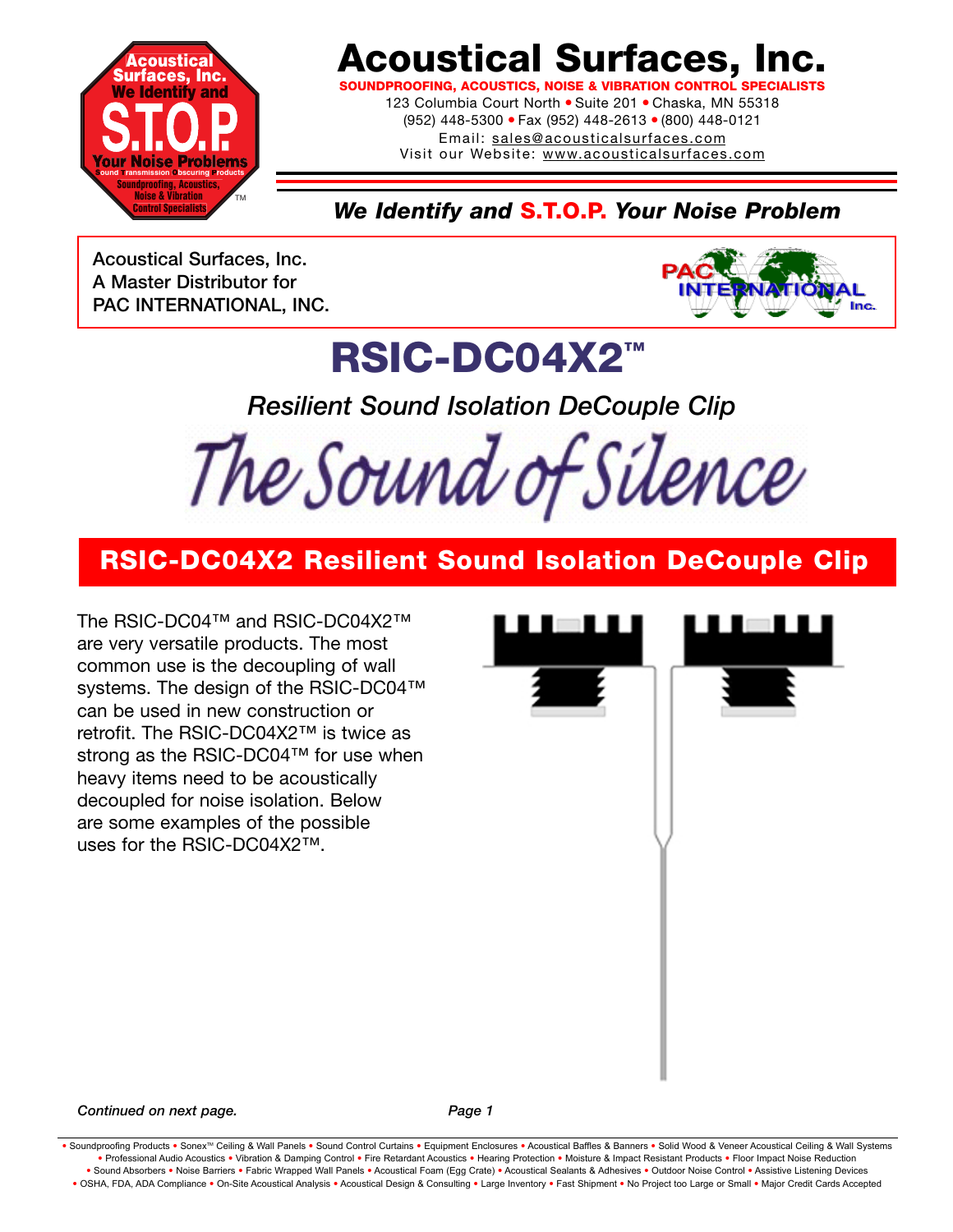# Acoustical Surfaces, Inc.

**SOUNDPROOFING, ACOUSTICS, NOISE & VIBRATION CONTROL SPECIALISTS**

123 Columbia Court North • Suite 201 • Chaska, MN 55318
(952) 448-5300 • Fax (952) 448-2613 • (800) 448-0121
Email: sales@acousticalsurfaces.com
Visit our Website: www.acousticalsurfaces.com

***We Identify and S.T.O.P. Your Noise Problem***

Acoustical Surfaces, Inc.
A Master Distributor for
PAC INTERNATIONAL, INC.

# RSIC-DC04X2™

*Resilient Sound Isolation DeCouple Clip*

The Sound of Silence

## RSIC-DC04X2 Resilient Sound Isolation DeCouple Clip

The RSIC-DC04™ and RSIC-DC04X2™ are very versatile products. The most common use is the decoupling of wall systems. The design of the RSIC-DC04™ can be used in new construction or retrofit. The RSIC-DC04X2™ is twice as strong as the RSIC-DC04™ for use when heavy items need to be acoustically decoupled for noise isolation. Below are some examples of the possible uses for the RSIC-DC04X2™.

*Continued on next page.*

• Soundproofing Products • Sonex™ Ceiling & Wall Panels • Sound Control Curtains • Equipment Enclosures • Acoustical Baffles & Banners • Solid Wood & Veneer Acoustical Ceiling & Wall Systems • Professional Audio Acoustics • Vibration & Damping Control • Fire Retardant Acoustics • Hearing Protection • Moisture & Impact Resistant Products • Floor Impact Noise Reduction • Sound Absorbers • Noise Barriers • Fabric Wrapped Wall Panels • Acoustical Foam (Egg Crate) • Acoustical Sealants & Adhesives • Outdoor Noise Control • Assistive Listening Devices • OSHA, FDA, ADA Compliance • On-Site Acoustical Analysis • Acoustical Design & Consulting • Large Inventory • Fast Shipment • No Project too Large or Small • Major Credit Cards Accepted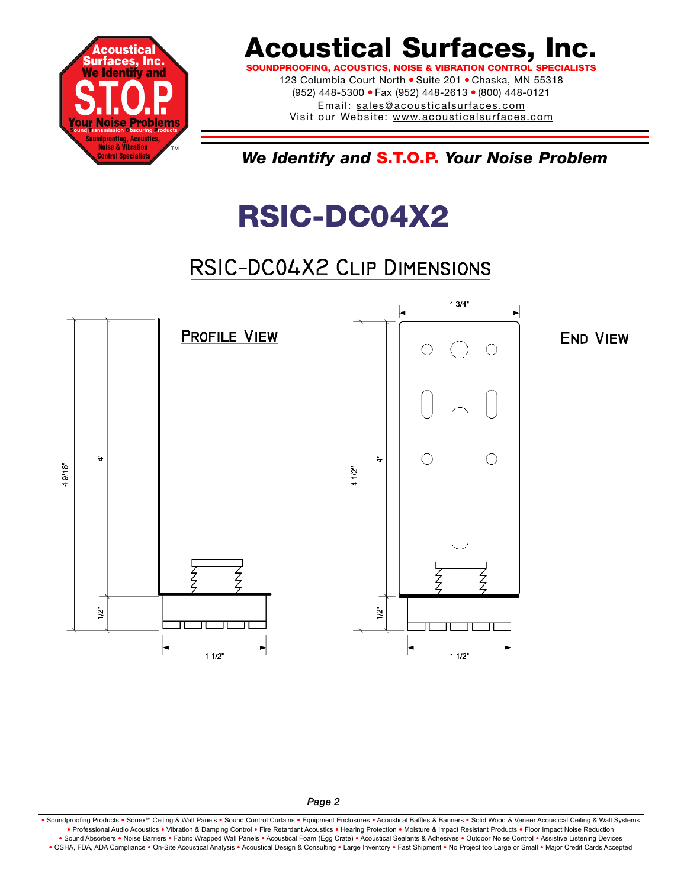# Acoustical Surfaces, Inc.

**SOUNDPROOFING, ACOUSTICS, NOISE & VIBRATION CONTROL SPECIALISTS**

123 Columbia Court North • Suite 201 • Chaska, MN 55318
(952) 448-5300 • Fax (952) 448-2613 • (800) 448-0121
Email: sales@acousticalsurfaces.com
Visit our Website: www.acousticalsurfaces.com

***We Identify and S.T.O.P. Your Noise Problem***

# RSIC-DC04X2

## RSIC-DC04X2 Clip Dimensions

Profile View

4 9/16"
4"
1/2"
1 1/2"

1 3/4"

End View

4 1/2"
4"
1/2"
1 1/2"

• Soundproofing Products • Sonex™ Ceiling & Wall Panels • Sound Control Curtains • Equipment Enclosures • Acoustical Baffles & Banners • Solid Wood & Veneer Acoustical Ceiling & Wall Systems • Professional Audio Acoustics • Vibration & Damping Control • Fire Retardant Acoustics • Hearing Protection • Moisture & Impact Resistant Products • Floor Impact Noise Reduction • Sound Absorbers • Noise Barriers • Fabric Wrapped Wall Panels • Acoustical Foam (Egg Crate) • Acoustical Sealants & Adhesives • Outdoor Noise Control • Assistive Listening Devices • OSHA, FDA, ADA Compliance • On-Site Acoustical Analysis • Acoustical Design & Consulting • Large Inventory • Fast Shipment • No Project too Large or Small • Major Credit Cards Accepted